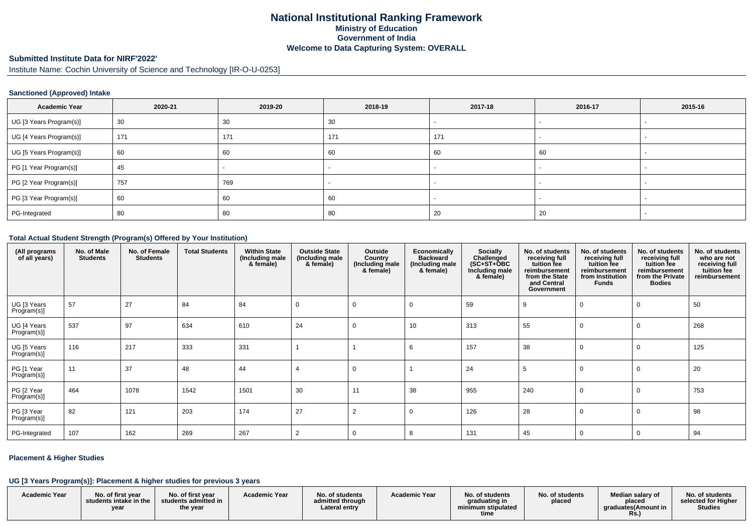# National Institutional Ranking Framework
## Ministry of Education
## Government of India
## Welcome to Data Capturing System: OVERALL

**Submitted Institute Data for NIRF'2022'**

Institute Name: Cochin University of Science and Technology [IR-O-U-0253]

### Sanctioned (Approved) Intake

| Academic Year | 2020-21 | 2019-20 | 2018-19 | 2017-18 | 2016-17 | 2015-16 |
|---|---|---|---|---|---|---|
| UG [3 Years Program(s)] | 30 | 30 | 30 | - | - | - |
| UG [4 Years Program(s)] | 171 | 171 | 171 | 171 | - | - |
| UG [5 Years Program(s)] | 60 | 60 | 60 | 60 | 60 | - |
| PG [1 Year Program(s)] | 45 | - | - | - | - | - |
| PG [2 Year Program(s)] | 757 | 769 | - | - | - | - |
| PG [3 Year Program(s)] | 60 | 60 | 60 | - | - | - |
| PG-Integrated | 80 | 80 | 80 | 20 | 20 | - |

### Total Actual Student Strength (Program(s) Offered by Your Institution)

| (All programs of all years) | No. of Male Students | No. of Female Students | Total Students | Within State (Including male & female) | Outside State (Including male & female) | Outside Country (Including male & female) | Economically Backward (Including male & female) | Socially Challenged (SC+ST+OBC Including male & female) | No. of students receiving full tuition fee reimbursement from the State and Central Government | No. of students receiving full tuition fee reimbursement from Institution Funds | No. of students receiving full tuition fee reimbursement from the Private Bodies | No. of students who are not receiving full tuition fee reimbursement |
|---|---|---|---|---|---|---|---|---|---|---|---|---|
| UG [3 Years Program(s)] | 57 | 27 | 84 | 84 | 0 | 0 | 0 | 59 | 9 | 0 | 0 | 50 |
| UG [4 Years Program(s)] | 537 | 97 | 634 | 610 | 24 | 0 | 10 | 313 | 55 | 0 | 0 | 268 |
| UG [5 Years Program(s)] | 116 | 217 | 333 | 331 | 1 | 1 | 6 | 157 | 38 | 0 | 0 | 125 |
| PG [1 Year Program(s)] | 11 | 37 | 48 | 44 | 4 | 0 | 1 | 24 | 5 | 0 | 0 | 20 |
| PG [2 Year Program(s)] | 464 | 1078 | 1542 | 1501 | 30 | 11 | 38 | 955 | 240 | 0 | 0 | 753 |
| PG [3 Year Program(s)] | 82 | 121 | 203 | 174 | 27 | 2 | 0 | 126 | 28 | 0 | 0 | 98 |
| PG-Integrated | 107 | 162 | 269 | 267 | 2 | 0 | 8 | 131 | 45 | 0 | 0 | 94 |

### Placement & Higher Studies

### UG [3 Years Program(s)]: Placement & higher studies for previous 3 years

| Academic Year | No. of first year students intake in the year | No. of first year students admitted in the year | Academic Year | No. of students admitted through Lateral entry | Academic Year | No. of students graduating in minimum stipulated time | No. of students placed | Median salary of placed graduates(Amount in Rs.) | No. of students selected for Higher Studies |
|---|---|---|---|---|---|---|---|---|---|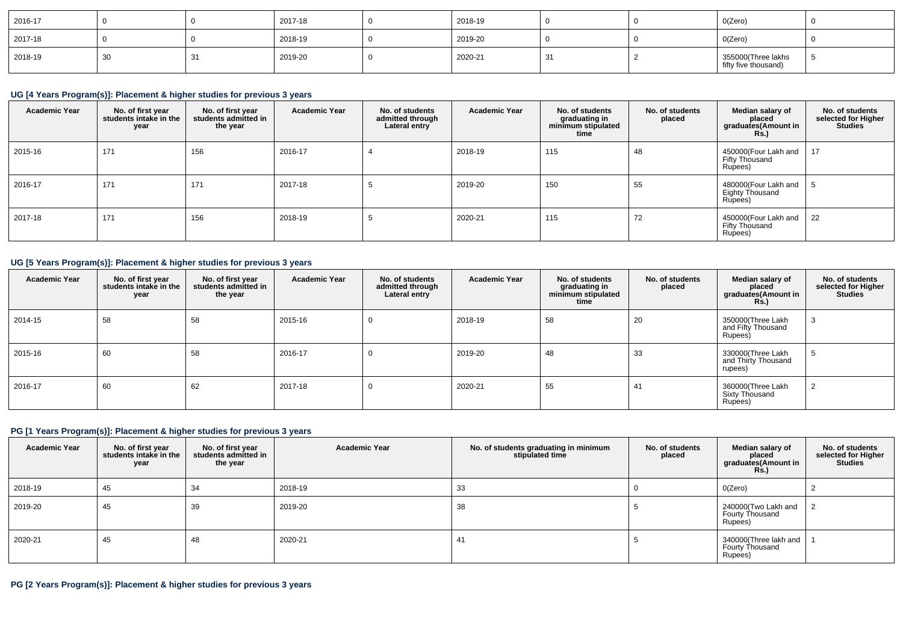| | | | | | | | | | |
|---|---|---|---|---|---|---|---|---|---|
| 2016-17 | 0 | 0 | 2017-18 | 0 | 2018-19 | 0 | 0 | 0(Zero) | 0 |
| 2017-18 | 0 | 0 | 2018-19 | 0 | 2019-20 | 0 | 0 | 0(Zero) | 0 |
| 2018-19 | 30 | 31 | 2019-20 | 0 | 2020-21 | 31 | 2 | 355000(Three lakhs fifty five thousand) | 5 |

### UG [4 Years Program(s)]: Placement & higher studies for previous 3 years

| Academic Year | No. of first year students intake in the year | No. of first year students admitted in the year | Academic Year | No. of students admitted through Lateral entry | Academic Year | No. of students graduating in minimum stipulated time | No. of students placed | Median salary of placed graduates(Amount in Rs.) | No. of students selected for Higher Studies |
|---|---|---|---|---|---|---|---|---|---|
| 2015-16 | 171 | 156 | 2016-17 | 4 | 2018-19 | 115 | 48 | 450000(Four Lakh and Fifty Thousand Rupees) | 17 |
| 2016-17 | 171 | 171 | 2017-18 | 5 | 2019-20 | 150 | 55 | 480000(Four Lakh and Eighty Thousand Rupees) | 5 |
| 2017-18 | 171 | 156 | 2018-19 | 5 | 2020-21 | 115 | 72 | 450000(Four Lakh and Fifty Thousand Rupees) | 22 |

### UG [5 Years Program(s)]: Placement & higher studies for previous 3 years

| Academic Year | No. of first year students intake in the year | No. of first year students admitted in the year | Academic Year | No. of students admitted through Lateral entry | Academic Year | No. of students graduating in minimum stipulated time | No. of students placed | Median salary of placed graduates(Amount in Rs.) | No. of students selected for Higher Studies |
|---|---|---|---|---|---|---|---|---|---|
| 2014-15 | 58 | 58 | 2015-16 | 0 | 2018-19 | 58 | 20 | 350000(Three Lakh and Fifty Thousand Rupees) | 3 |
| 2015-16 | 60 | 58 | 2016-17 | 0 | 2019-20 | 48 | 33 | 330000(Three Lakh and Thirty Thousand rupees) | 5 |
| 2016-17 | 60 | 62 | 2017-18 | 0 | 2020-21 | 55 | 41 | 360000(Three Lakh Sixty Thousand Rupees) | 2 |

### PG [1 Years Program(s)]: Placement & higher studies for previous 3 years

| Academic Year | No. of first year students intake in the year | No. of first year students admitted in the year | Academic Year | No. of students graduating in minimum stipulated time | No. of students placed | Median salary of placed graduates(Amount in Rs.) | No. of students selected for Higher Studies |
|---|---|---|---|---|---|---|---|
| 2018-19 | 45 | 34 | 2018-19 | 33 | 0 | 0(Zero) | 2 |
| 2019-20 | 45 | 39 | 2019-20 | 38 | 5 | 240000(Two Lakh and Fourty Thousand Rupees) | 2 |
| 2020-21 | 45 | 48 | 2020-21 | 41 | 5 | 340000(Three lakh and Fourty Thousand Rupees) | 1 |

### PG [2 Years Program(s)]: Placement & higher studies for previous 3 years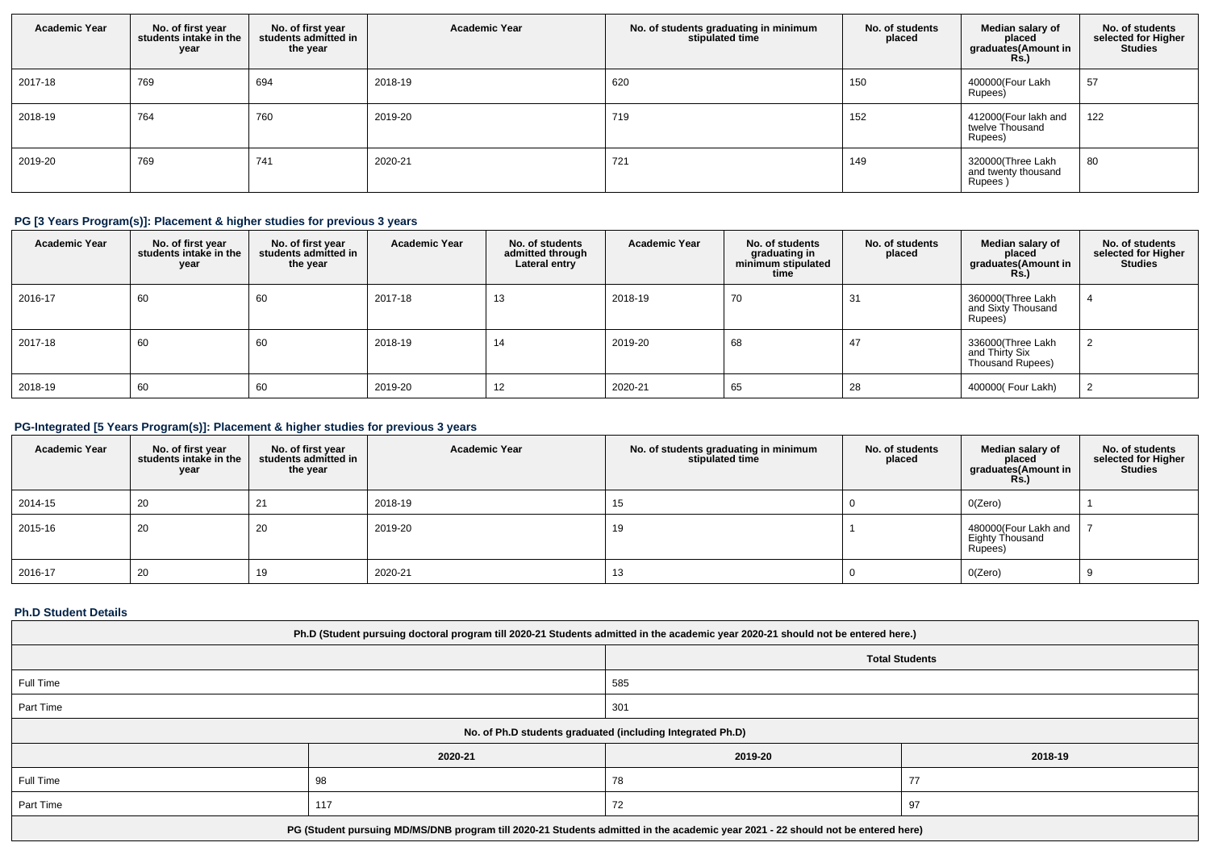| Academic Year | No. of first year students intake in the year | No. of first year students admitted in the year | Academic Year | No. of students graduating in minimum stipulated time | No. of students placed | Median salary of placed graduates(Amount in Rs.) | No. of students selected for Higher Studies |
|---|---|---|---|---|---|---|---|
| 2017-18 | 769 | 694 | 2018-19 | 620 | 150 | 400000(Four Lakh Rupees) | 57 |
| 2018-19 | 764 | 760 | 2019-20 | 719 | 152 | 412000(Four lakh and twelve Thousand Rupees) | 122 |
| 2019-20 | 769 | 741 | 2020-21 | 721 | 149 | 320000(Three Lakh and twenty thousand Rupees ) | 80 |

### PG [3 Years Program(s)]: Placement & higher studies for previous 3 years

| Academic Year | No. of first year students intake in the year | No. of first year students admitted in the year | Academic Year | No. of students admitted through Lateral entry | Academic Year | No. of students graduating in minimum stipulated time | No. of students placed | Median salary of placed graduates(Amount in Rs.) | No. of students selected for Higher Studies |
|---|---|---|---|---|---|---|---|---|---|
| 2016-17 | 60 | 60 | 2017-18 | 13 | 2018-19 | 70 | 31 | 360000(Three Lakh and Sixty Thousand Rupees) | 4 |
| 2017-18 | 60 | 60 | 2018-19 | 14 | 2019-20 | 68 | 47 | 336000(Three Lakh and Thirty Six Thousand Rupees) | 2 |
| 2018-19 | 60 | 60 | 2019-20 | 12 | 2020-21 | 65 | 28 | 400000( Four Lakh) | 2 |

### PG-Integrated [5 Years Program(s)]: Placement & higher studies for previous 3 years

| Academic Year | No. of first year students intake in the year | No. of first year students admitted in the year | Academic Year | No. of students graduating in minimum stipulated time | No. of students placed | Median salary of placed graduates(Amount in Rs.) | No. of students selected for Higher Studies |
|---|---|---|---|---|---|---|---|
| 2014-15 | 20 | 21 | 2018-19 | 15 | 0 | 0(Zero) | 1 |
| 2015-16 | 20 | 20 | 2019-20 | 19 | 1 | 480000(Four Lakh and Eighty Thousand Rupees) | 7 |
| 2016-17 | 20 | 19 | 2020-21 | 13 | 0 | 0(Zero) | 9 |

### Ph.D Student Details

| Ph.D (Student pursuing doctoral program till 2020-21 Students admitted in the academic year 2020-21 should not be entered here.) | |
|---|---|
| | Total Students |
| Full Time | 585 |
| Part Time | 301 |

| No. of Ph.D students graduated (including Integrated Ph.D) | | | |
|---|---|---|---|
| | 2020-21 | 2019-20 | 2018-19 |
| Full Time | 98 | 78 | 77 |
| Part Time | 117 | 72 | 97 |

PG (Student pursuing MD/MS/DNB program till 2020-21 Students admitted in the academic year 2021 - 22 should not be entered here)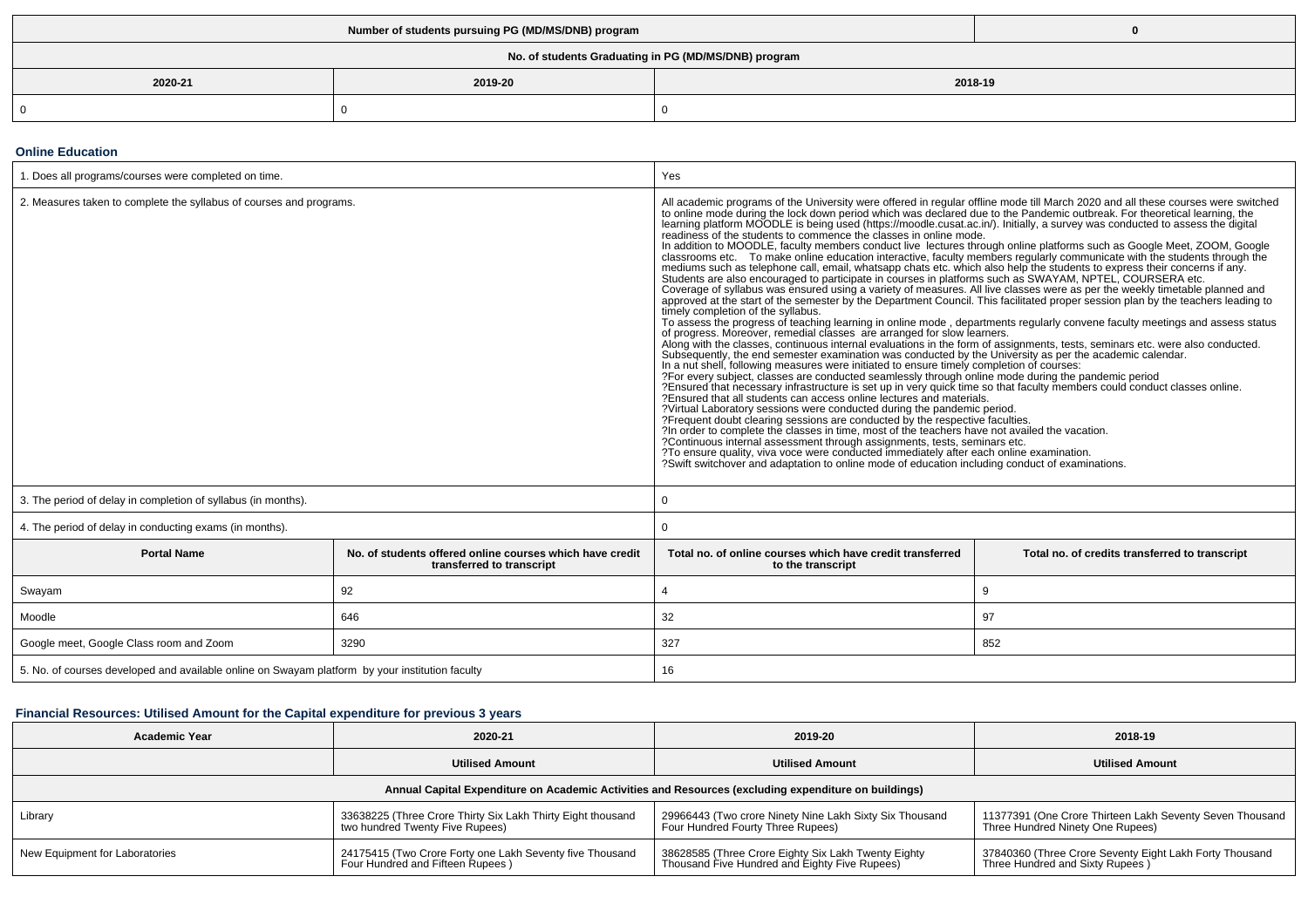| Number of students pursuing PG (MD/MS/DNB) program | | 0 |
|---|---|---|
| **No. of students Graduating in PG (MD/MS/DNB) program** | | |
| **2020-21** | **2019-20** | **2018-19** |
| 0 | 0 | 0 |

## Online Education

| 1. Does all programs/courses were completed on time. | | Yes | |
|---|---|---|---|
| 2. Measures taken to complete the syllabus of courses and programs. | | All academic programs of the University were offered in regular offline mode till March 2020 and all these courses were switched to online mode during the lock down period which was declared due to the Pandemic outbreak. For theoretical learning, the learning platform MOODLE is being used (https://moodle.cusat.ac.in/). Initially, a survey was conducted to assess the digital readiness of the students to commence the classes in online mode.<br>In addition to MOODLE, faculty members conduct live lectures through online platforms such as Google Meet, ZOOM, Google classrooms etc. To make online education interactive, faculty members regularly communicate with the students through the mediums such as telephone call, email, whatsapp chats etc. which also help the students to express their concerns if any. Students are also encouraged to participate in courses in platforms such as SWAYAM, NPTEL, COURSERA etc.<br>Coverage of syllabus was ensured using a variety of measures. All live classes were as per the weekly timetable planned and approved at the start of the semester by the Department Council. This facilitated proper session plan by the teachers leading to timely completion of the syllabus.<br>To assess the progress of teaching learning in online mode , departments regularly convene faculty meetings and assess status of progress. Moreover, remedial classes are arranged for slow learners.<br>Along with the classes, continuous internal evaluations in the form of assignments, tests, seminars etc. were also conducted. Subsequently, the end semester examination was conducted by the University as per the academic calendar.<br>In a nut shell, following measures were initiated to ensure timely completion of courses:<br>?For every subject, classes are conducted seamlessly through online mode during the pandemic period<br>?Ensured that necessary infrastructure is set up in very quick time so that faculty members could conduct classes online.<br>?Ensured that all students can access online lectures and materials.<br>?Virtual Laboratory sessions were conducted during the pandemic period.<br>?Frequent doubt clearing sessions are conducted by the respective faculties.<br>?In order to complete the classes in time, most of the teachers have not availed the vacation.<br>?Continuous internal assessment through assignments, tests, seminars etc.<br>?To ensure quality, viva voce were conducted immediately after each online examination.<br>?Swift switchover and adaptation to online mode of education including conduct of examinations. | |
| 3. The period of delay in completion of syllabus (in months). | | 0 | |
| 4. The period of delay in conducting exams (in months). | | 0 | |
| **Portal Name** | **No. of students offered online courses which have credit transferred to transcript** | **Total no. of online courses which have credit transferred to the transcript** | **Total no. of credits transferred to transcript** |
| Swayam | 92 | 4 | 9 |
| Moodle | 646 | 32 | 97 |
| Google meet, Google Class room and Zoom | 3290 | 327 | 852 |
| 5. No. of courses developed and available online on Swayam platform by your institution faculty | | 16 | |

## Financial Resources: Utilised Amount for the Capital expenditure for previous 3 years

| Academic Year | 2020-21 | 2019-20 | 2018-19 |
|---|---|---|---|
| | **Utilised Amount** | **Utilised Amount** | **Utilised Amount** |
| **Annual Capital Expenditure on Academic Activities and Resources (excluding expenditure on buildings)** | | | |
| Library | 33638225 (Three Crore Thirty Six Lakh Thirty Eight thousand two hundred Twenty Five Rupees) | 29966443 (Two crore Ninety Nine Lakh Sixty Six Thousand Four Hundred Fourty Three Rupees) | 11377391 (One Crore Thirteen Lakh Seventy Seven Thousand Three Hundred Ninety One Rupees) |
| New Equipment for Laboratories | 24175415 (Two Crore Forty one Lakh Seventy five Thousand Four Hundred and Fifteen Rupees ) | 38628585 (Three Crore Eighty Six Lakh Twenty Eighty Thousand Five Hundred and Eighty Five Rupees) | 37840360 (Three Crore Seventy Eight Lakh Forty Thousand Three Hundred and Sixty Rupees ) |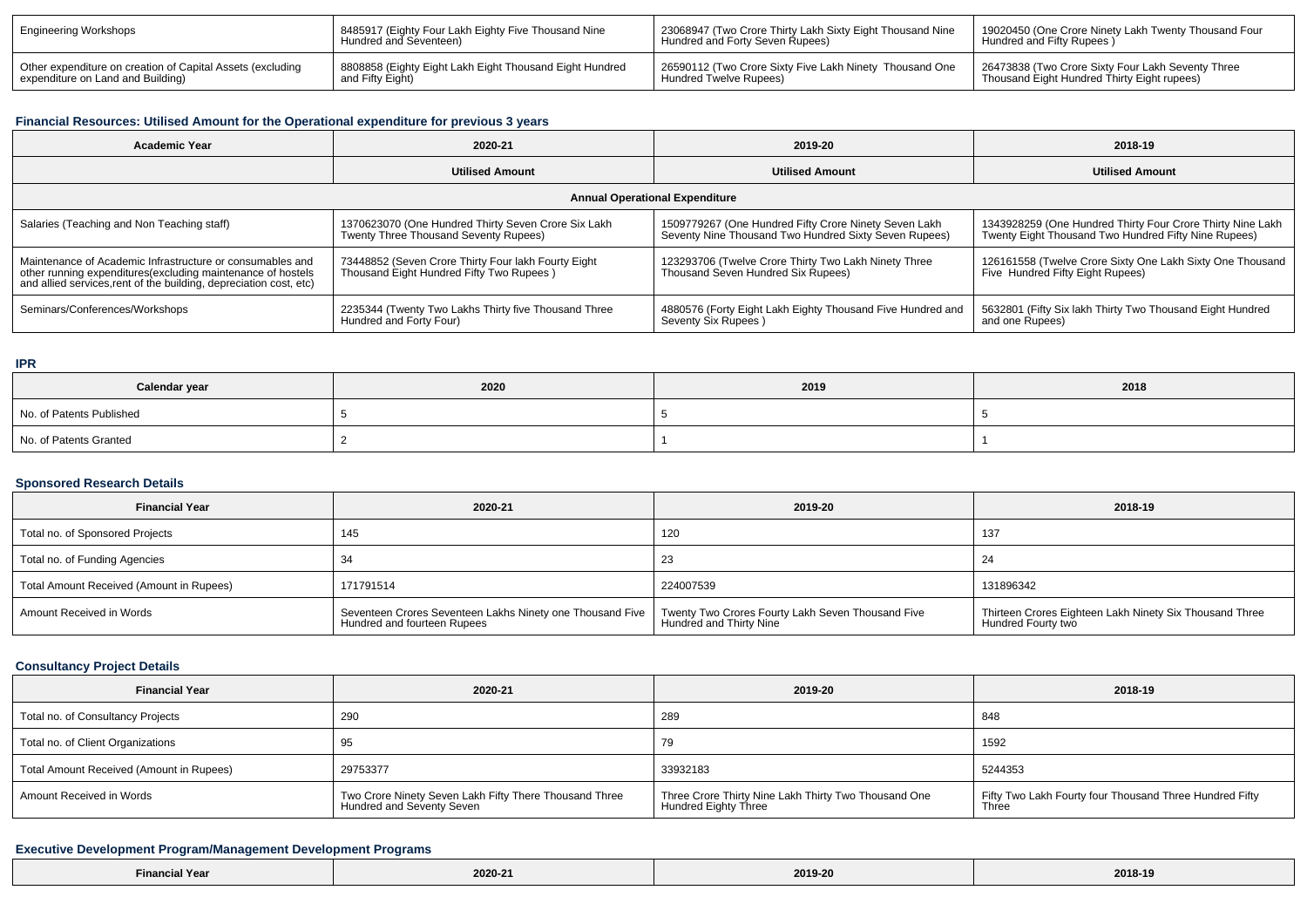| Engineering Workshops | 8485917 (Eighty Four Lakh Eighty Five Thousand Nine Hundred and Seventeen) | 23068947 (Two Crore Thirty Lakh Sixty Eight Thousand Nine Hundred and Forty Seven Rupees) | 19020450 (One Crore Ninety Lakh Twenty Thousand Four Hundred and Fifty Rupees ) |
|---|---|---|---|
| Other expenditure on creation of Capital Assets (excluding expenditure on Land and Building) | 8808858 (Eighty Eight Lakh Eight Thousand Eight Hundred and Fifty Eight) | 26590112 (Two Crore Sixty Five Lakh Ninety Thousand One Hundred Twelve Rupees) | 26473838 (Two Crore Sixty Four Lakh Seventy Three Thousand Eight Hundred Thirty Eight rupees) |

### Financial Resources: Utilised Amount for the Operational expenditure for previous 3 years

| Academic Year | 2020-21 | 2019-20 | 2018-19 |
|---|---|---|---|
| | Utilised Amount | Utilised Amount | Utilised Amount |
| Annual Operational Expenditure | | | |
| Salaries (Teaching and Non Teaching staff) | 1370623070 (One Hundred Thirty Seven Crore Six Lakh Twenty Three Thousand Seventy Rupees) | 1509779267 (One Hundred Fifty Crore Ninety Seven Lakh Seventy Nine Thousand Two Hundred Sixty Seven Rupees) | 1343928259 (One Hundred Thirty Four Crore Thirty Nine Lakh Twenty Eight Thousand Two Hundred Fifty Nine Rupees) |
| Maintenance of Academic Infrastructure or consumables and other running expenditures(excluding maintenance of hostels and allied services,rent of the building, depreciation cost, etc) | 73448852 (Seven Crore Thirty Four lakh Fourty Eight Thousand Eight Hundred Fifty Two Rupees ) | 123293706 (Twelve Crore Thirty Two Lakh Ninety Three Thousand Seven Hundred Six Rupees) | 126161558 (Twelve Crore Sixty One Lakh Sixty One Thousand Five Hundred Fifty Eight Rupees) |
| Seminars/Conferences/Workshops | 2235344 (Twenty Two Lakhs Thirty five Thousand Three Hundred and Forty Four) | 4880576 (Forty Eight Lakh Eighty Thousand Five Hundred and Seventy Six Rupees ) | 5632801 (Fifty Six lakh Thirty Two Thousand Eight Hundred and one Rupees) |

### IPR

| Calendar year | 2020 | 2019 | 2018 |
|---|---|---|---|
| No. of Patents Published | 5 | 5 | 5 |
| No. of Patents Granted | 2 | 1 | 1 |

### Sponsored Research Details

| Financial Year | 2020-21 | 2019-20 | 2018-19 |
|---|---|---|---|
| Total no. of Sponsored Projects | 145 | 120 | 137 |
| Total no. of Funding Agencies | 34 | 23 | 24 |
| Total Amount Received (Amount in Rupees) | 171791514 | 224007539 | 131896342 |
| Amount Received in Words | Seventeen Crores Seventeen Lakhs Ninety one Thousand Five Hundred and fourteen Rupees | Twenty Two Crores Fourty Lakh Seven Thousand Five Hundred and Thirty Nine | Thirteen Crores Eighteen Lakh Ninety Six Thousand Three Hundred Fourty two |

### Consultancy Project Details

| Financial Year | 2020-21 | 2019-20 | 2018-19 |
|---|---|---|---|
| Total no. of Consultancy Projects | 290 | 289 | 848 |
| Total no. of Client Organizations | 95 | 79 | 1592 |
| Total Amount Received (Amount in Rupees) | 29753377 | 33932183 | 5244353 |
| Amount Received in Words | Two Crore Ninety Seven Lakh Fifty There Thousand Three Hundred and Seventy Seven | Three Crore Thirty Nine Lakh Thirty Two Thousand One Hundred Eighty Three | Fifty Two Lakh Fourty four Thousand Three Hundred Fifty Three |

### Executive Development Program/Management Development Programs

| Financial Year | 2020-21 | 2019-20 | 2018-19 |
|---|---|---|---|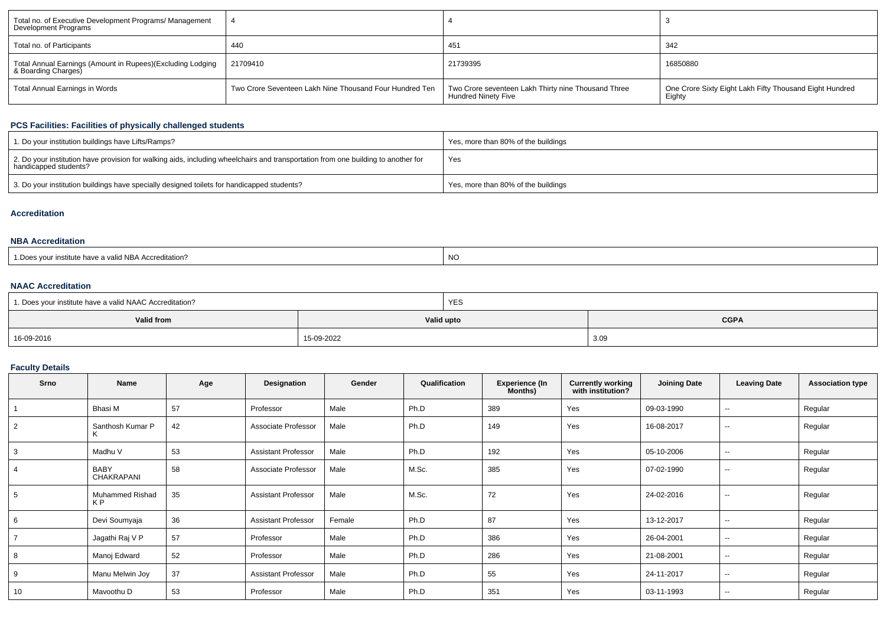| Total no. of Executive Development Programs/ Management Development Programs | 4 | 4 | 3 |
|---|---|---|---|
| Total no. of Participants | 440 | 451 | 342 |
| Total Annual Earnings (Amount in Rupees)(Excluding Lodging & Boarding Charges) | 21709410 | 21739395 | 16850880 |
| Total Annual Earnings in Words | Two Crore Seventeen Lakh Nine Thousand Four Hundred Ten | Two Crore seventeen Lakh Thirty nine Thousand Three Hundred Ninety Five | One Crore Sixty Eight Lakh Fifty Thousand Eight Hundred Eighty |

### PCS Facilities: Facilities of physically challenged students

| | |
|---|---|
| 1. Do your institution buildings have Lifts/Ramps? | Yes, more than 80% of the buildings |
| 2. Do your institution have provision for walking aids, including wheelchairs and transportation from one building to another for handicapped students? | Yes |
| 3. Do your institution buildings have specially designed toilets for handicapped students? | Yes, more than 80% of the buildings |

### Accreditation

### NBA Accreditation

| | |
|---|---|
| 1.Does your institute have a valid NBA Accreditation? | NO |

### NAAC Accreditation

| | |
|---|---|
| 1. Does your institute have a valid NAAC Accreditation? | YES |

| Valid from | Valid upto | CGPA |
|---|---|---|
| 16-09-2016 | 15-09-2022 | 3.09 |

### Faculty Details

| Srno | Name | Age | Designation | Gender | Qualification | Experience (In Months) | Currently working with institution? | Joining Date | Leaving Date | Association type |
|---|---|---|---|---|---|---|---|---|---|---|
| 1 | Bhasi M | 57 | Professor | Male | Ph.D | 389 | Yes | 09-03-1990 | -- | Regular |
| 2 | Santhosh Kumar P K | 42 | Associate Professor | Male | Ph.D | 149 | Yes | 16-08-2017 | -- | Regular |
| 3 | Madhu V | 53 | Assistant Professor | Male | Ph.D | 192 | Yes | 05-10-2006 | -- | Regular |
| 4 | BABY CHAKRAPANI | 58 | Associate Professor | Male | M.Sc. | 385 | Yes | 07-02-1990 | -- | Regular |
| 5 | Muhammed Rishad K P | 35 | Assistant Professor | Male | M.Sc. | 72 | Yes | 24-02-2016 | -- | Regular |
| 6 | Devi Soumyaja | 36 | Assistant Professor | Female | Ph.D | 87 | Yes | 13-12-2017 | -- | Regular |
| 7 | Jagathi Raj V P | 57 | Professor | Male | Ph.D | 386 | Yes | 26-04-2001 | -- | Regular |
| 8 | Manoj Edward | 52 | Professor | Male | Ph.D | 286 | Yes | 21-08-2001 | -- | Regular |
| 9 | Manu Melwin Joy | 37 | Assistant Professor | Male | Ph.D | 55 | Yes | 24-11-2017 | -- | Regular |
| 10 | Mavoothu D | 53 | Professor | Male | Ph.D | 351 | Yes | 03-11-1993 | -- | Regular |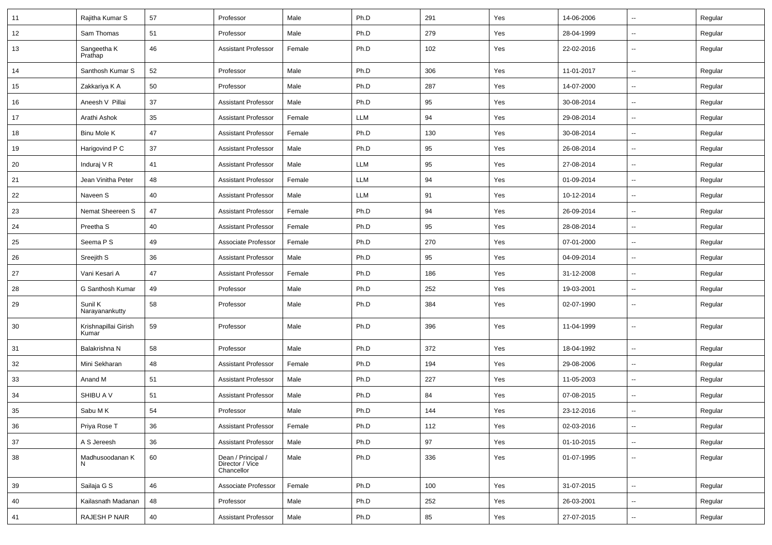| 11 | Rajitha Kumar S | 57 | Professor | Male | Ph.D | 291 | Yes | 14-06-2006 | -- | Regular |
|---|---|---|---|---|---|---|---|---|---|---|
| 12 | Sam Thomas | 51 | Professor | Male | Ph.D | 279 | Yes | 28-04-1999 | -- | Regular |
| 13 | Sangeetha K Prathap | 46 | Assistant Professor | Female | Ph.D | 102 | Yes | 22-02-2016 | -- | Regular |
| 14 | Santhosh Kumar S | 52 | Professor | Male | Ph.D | 306 | Yes | 11-01-2017 | -- | Regular |
| 15 | Zakkariya K A | 50 | Professor | Male | Ph.D | 287 | Yes | 14-07-2000 | -- | Regular |
| 16 | Aneesh V Pillai | 37 | Assistant Professor | Male | Ph.D | 95 | Yes | 30-08-2014 | -- | Regular |
| 17 | Arathi Ashok | 35 | Assistant Professor | Female | LLM | 94 | Yes | 29-08-2014 | -- | Regular |
| 18 | Binu Mole K | 47 | Assistant Professor | Female | Ph.D | 130 | Yes | 30-08-2014 | -- | Regular |
| 19 | Harigovind P C | 37 | Assistant Professor | Male | Ph.D | 95 | Yes | 26-08-2014 | -- | Regular |
| 20 | Induraj V R | 41 | Assistant Professor | Male | LLM | 95 | Yes | 27-08-2014 | -- | Regular |
| 21 | Jean Vinitha Peter | 48 | Assistant Professor | Female | LLM | 94 | Yes | 01-09-2014 | -- | Regular |
| 22 | Naveen S | 40 | Assistant Professor | Male | LLM | 91 | Yes | 10-12-2014 | -- | Regular |
| 23 | Nemat Sheereen S | 47 | Assistant Professor | Female | Ph.D | 94 | Yes | 26-09-2014 | -- | Regular |
| 24 | Preetha S | 40 | Assistant Professor | Female | Ph.D | 95 | Yes | 28-08-2014 | -- | Regular |
| 25 | Seema P S | 49 | Associate Professor | Female | Ph.D | 270 | Yes | 07-01-2000 | -- | Regular |
| 26 | Sreejith S | 36 | Assistant Professor | Male | Ph.D | 95 | Yes | 04-09-2014 | -- | Regular |
| 27 | Vani Kesari A | 47 | Assistant Professor | Female | Ph.D | 186 | Yes | 31-12-2008 | -- | Regular |
| 28 | G Santhosh Kumar | 49 | Professor | Male | Ph.D | 252 | Yes | 19-03-2001 | -- | Regular |
| 29 | Sunil K Narayanankutty | 58 | Professor | Male | Ph.D | 384 | Yes | 02-07-1990 | -- | Regular |
| 30 | Krishnapillai Girish Kumar | 59 | Professor | Male | Ph.D | 396 | Yes | 11-04-1999 | -- | Regular |
| 31 | Balakrishna N | 58 | Professor | Male | Ph.D | 372 | Yes | 18-04-1992 | -- | Regular |
| 32 | Mini Sekharan | 48 | Assistant Professor | Female | Ph.D | 194 | Yes | 29-08-2006 | -- | Regular |
| 33 | Anand M | 51 | Assistant Professor | Male | Ph.D | 227 | Yes | 11-05-2003 | -- | Regular |
| 34 | SHIBU A V | 51 | Assistant Professor | Male | Ph.D | 84 | Yes | 07-08-2015 | -- | Regular |
| 35 | Sabu M K | 54 | Professor | Male | Ph.D | 144 | Yes | 23-12-2016 | -- | Regular |
| 36 | Priya Rose T | 36 | Assistant Professor | Female | Ph.D | 112 | Yes | 02-03-2016 | -- | Regular |
| 37 | A S Jereesh | 36 | Assistant Professor | Male | Ph.D | 97 | Yes | 01-10-2015 | -- | Regular |
| 38 | Madhusoodanan K N | 60 | Dean / Principal / Director / Vice Chancellor | Male | Ph.D | 336 | Yes | 01-07-1995 | -- | Regular |
| 39 | Sailaja G S | 46 | Associate Professor | Female | Ph.D | 100 | Yes | 31-07-2015 | -- | Regular |
| 40 | Kailasnath Madanan | 48 | Professor | Male | Ph.D | 252 | Yes | 26-03-2001 | -- | Regular |
| 41 | RAJESH P NAIR | 40 | Assistant Professor | Male | Ph.D | 85 | Yes | 27-07-2015 | -- | Regular |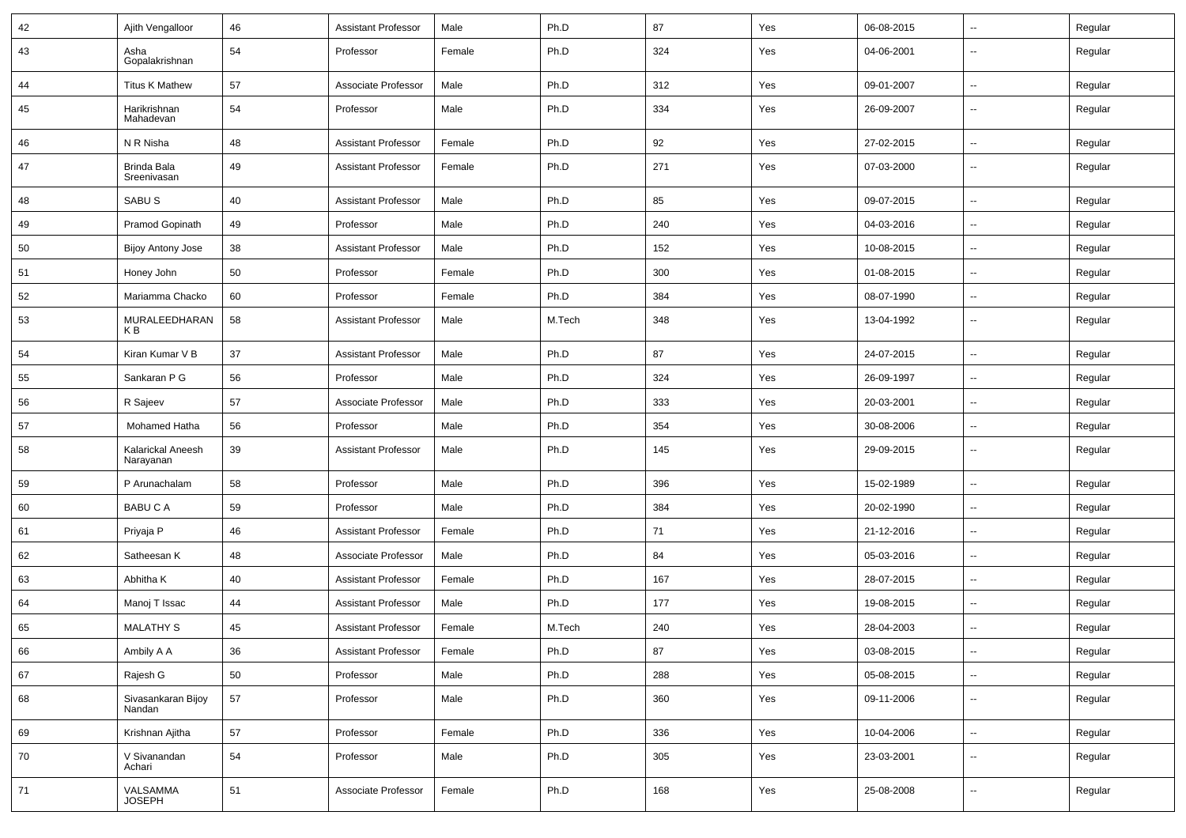| 42 | Ajith Vengalloor | 46 | Assistant Professor | Male | Ph.D | 87 | Yes | 06-08-2015 | -- | Regular |
|---|---|---|---|---|---|---|---|---|---|---|
| 43 | Asha Gopalakrishnan | 54 | Professor | Female | Ph.D | 324 | Yes | 04-06-2001 | -- | Regular |
| 44 | Titus K Mathew | 57 | Associate Professor | Male | Ph.D | 312 | Yes | 09-01-2007 | -- | Regular |
| 45 | Harikrishnan Mahadevan | 54 | Professor | Male | Ph.D | 334 | Yes | 26-09-2007 | -- | Regular |
| 46 | N R Nisha | 48 | Assistant Professor | Female | Ph.D | 92 | Yes | 27-02-2015 | -- | Regular |
| 47 | Brinda Bala Sreenivasan | 49 | Assistant Professor | Female | Ph.D | 271 | Yes | 07-03-2000 | -- | Regular |
| 48 | SABU S | 40 | Assistant Professor | Male | Ph.D | 85 | Yes | 09-07-2015 | -- | Regular |
| 49 | Pramod Gopinath | 49 | Professor | Male | Ph.D | 240 | Yes | 04-03-2016 | -- | Regular |
| 50 | Bijoy Antony Jose | 38 | Assistant Professor | Male | Ph.D | 152 | Yes | 10-08-2015 | -- | Regular |
| 51 | Honey John | 50 | Professor | Female | Ph.D | 300 | Yes | 01-08-2015 | -- | Regular |
| 52 | Mariamma Chacko | 60 | Professor | Female | Ph.D | 384 | Yes | 08-07-1990 | -- | Regular |
| 53 | MURALEEDHARAN K B | 58 | Assistant Professor | Male | M.Tech | 348 | Yes | 13-04-1992 | -- | Regular |
| 54 | Kiran Kumar V B | 37 | Assistant Professor | Male | Ph.D | 87 | Yes | 24-07-2015 | -- | Regular |
| 55 | Sankaran P G | 56 | Professor | Male | Ph.D | 324 | Yes | 26-09-1997 | -- | Regular |
| 56 | R Sajeev | 57 | Associate Professor | Male | Ph.D | 333 | Yes | 20-03-2001 | -- | Regular |
| 57 | Mohamed Hatha | 56 | Professor | Male | Ph.D | 354 | Yes | 30-08-2006 | -- | Regular |
| 58 | Kalarickal Aneesh Narayanan | 39 | Assistant Professor | Male | Ph.D | 145 | Yes | 29-09-2015 | -- | Regular |
| 59 | P Arunachalam | 58 | Professor | Male | Ph.D | 396 | Yes | 15-02-1989 | -- | Regular |
| 60 | BABU C A | 59 | Professor | Male | Ph.D | 384 | Yes | 20-02-1990 | -- | Regular |
| 61 | Priyaja P | 46 | Assistant Professor | Female | Ph.D | 71 | Yes | 21-12-2016 | -- | Regular |
| 62 | Satheesan K | 48 | Associate Professor | Male | Ph.D | 84 | Yes | 05-03-2016 | -- | Regular |
| 63 | Abhitha K | 40 | Assistant Professor | Female | Ph.D | 167 | Yes | 28-07-2015 | -- | Regular |
| 64 | Manoj T Issac | 44 | Assistant Professor | Male | Ph.D | 177 | Yes | 19-08-2015 | -- | Regular |
| 65 | MALATHY S | 45 | Assistant Professor | Female | M.Tech | 240 | Yes | 28-04-2003 | -- | Regular |
| 66 | Ambily A A | 36 | Assistant Professor | Female | Ph.D | 87 | Yes | 03-08-2015 | -- | Regular |
| 67 | Rajesh G | 50 | Professor | Male | Ph.D | 288 | Yes | 05-08-2015 | -- | Regular |
| 68 | Sivasankaran Bijoy Nandan | 57 | Professor | Male | Ph.D | 360 | Yes | 09-11-2006 | -- | Regular |
| 69 | Krishnan Ajitha | 57 | Professor | Female | Ph.D | 336 | Yes | 10-04-2006 | -- | Regular |
| 70 | V Sivanandan Achari | 54 | Professor | Male | Ph.D | 305 | Yes | 23-03-2001 | -- | Regular |
| 71 | VALSAMMA JOSEPH | 51 | Associate Professor | Female | Ph.D | 168 | Yes | 25-08-2008 | -- | Regular |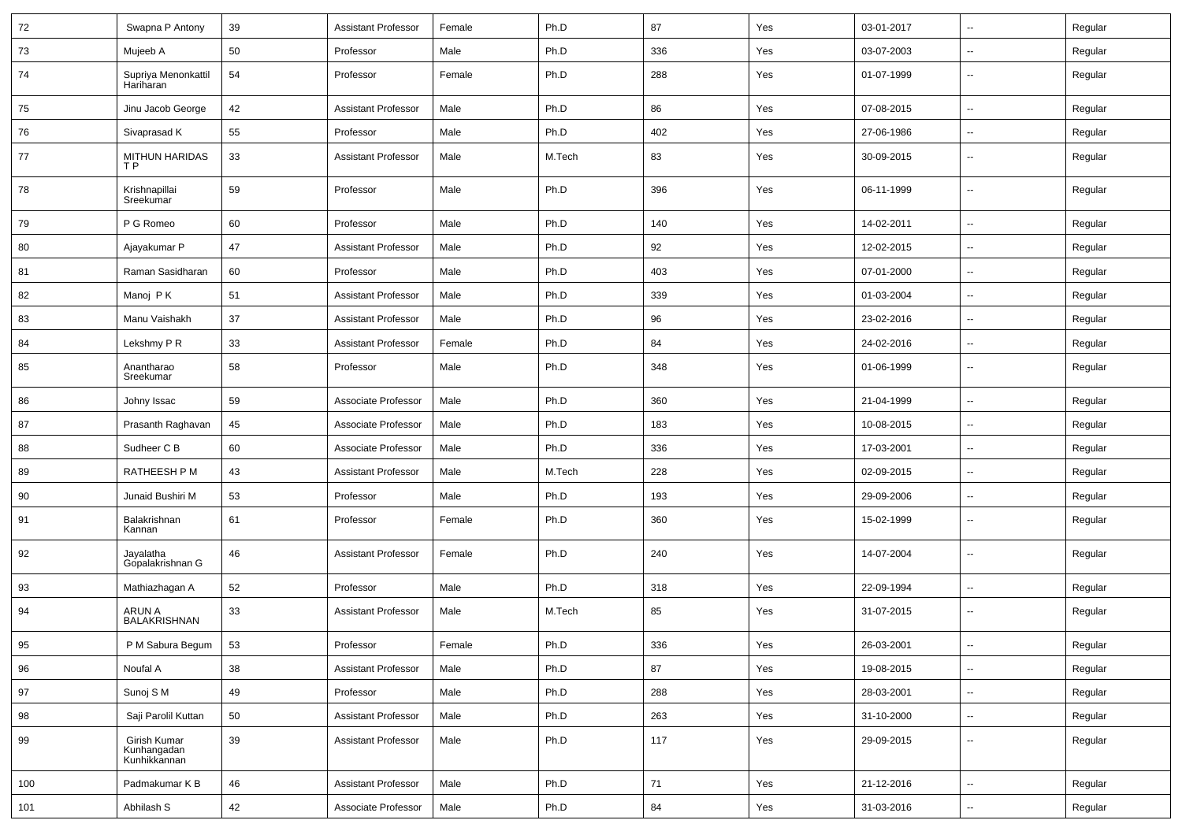| 72 | Swapna P Antony | 39 | Assistant Professor | Female | Ph.D | 87 | Yes | 03-01-2017 | -- | Regular |
|---|---|---|---|---|---|---|---|---|---|---|
| 73 | Mujeeb A | 50 | Professor | Male | Ph.D | 336 | Yes | 03-07-2003 | -- | Regular |
| 74 | Supriya Menonkattil Hariharan | 54 | Professor | Female | Ph.D | 288 | Yes | 01-07-1999 | -- | Regular |
| 75 | Jinu Jacob George | 42 | Assistant Professor | Male | Ph.D | 86 | Yes | 07-08-2015 | -- | Regular |
| 76 | Sivaprasad K | 55 | Professor | Male | Ph.D | 402 | Yes | 27-06-1986 | -- | Regular |
| 77 | MITHUN HARIDAS T P | 33 | Assistant Professor | Male | M.Tech | 83 | Yes | 30-09-2015 | -- | Regular |
| 78 | Krishnapillai Sreekumar | 59 | Professor | Male | Ph.D | 396 | Yes | 06-11-1999 | -- | Regular |
| 79 | P G Romeo | 60 | Professor | Male | Ph.D | 140 | Yes | 14-02-2011 | -- | Regular |
| 80 | Ajayakumar P | 47 | Assistant Professor | Male | Ph.D | 92 | Yes | 12-02-2015 | -- | Regular |
| 81 | Raman Sasidharan | 60 | Professor | Male | Ph.D | 403 | Yes | 07-01-2000 | -- | Regular |
| 82 | Manoj P K | 51 | Assistant Professor | Male | Ph.D | 339 | Yes | 01-03-2004 | -- | Regular |
| 83 | Manu Vaishakh | 37 | Assistant Professor | Male | Ph.D | 96 | Yes | 23-02-2016 | -- | Regular |
| 84 | Lekshmy P R | 33 | Assistant Professor | Female | Ph.D | 84 | Yes | 24-02-2016 | -- | Regular |
| 85 | Anantharao Sreekumar | 58 | Professor | Male | Ph.D | 348 | Yes | 01-06-1999 | -- | Regular |
| 86 | Johny Issac | 59 | Associate Professor | Male | Ph.D | 360 | Yes | 21-04-1999 | -- | Regular |
| 87 | Prasanth Raghavan | 45 | Associate Professor | Male | Ph.D | 183 | Yes | 10-08-2015 | -- | Regular |
| 88 | Sudheer C B | 60 | Associate Professor | Male | Ph.D | 336 | Yes | 17-03-2001 | -- | Regular |
| 89 | RATHEESH P M | 43 | Assistant Professor | Male | M.Tech | 228 | Yes | 02-09-2015 | -- | Regular |
| 90 | Junaid Bushiri M | 53 | Professor | Male | Ph.D | 193 | Yes | 29-09-2006 | -- | Regular |
| 91 | Balakrishnan Kannan | 61 | Professor | Female | Ph.D | 360 | Yes | 15-02-1999 | -- | Regular |
| 92 | Jayalatha Gopalakrishnan G | 46 | Assistant Professor | Female | Ph.D | 240 | Yes | 14-07-2004 | -- | Regular |
| 93 | Mathiazhagan A | 52 | Professor | Male | Ph.D | 318 | Yes | 22-09-1994 | -- | Regular |
| 94 | ARUN A BALAKRISHNAN | 33 | Assistant Professor | Male | M.Tech | 85 | Yes | 31-07-2015 | -- | Regular |
| 95 | P M Sabura Begum | 53 | Professor | Female | Ph.D | 336 | Yes | 26-03-2001 | -- | Regular |
| 96 | Noufal A | 38 | Assistant Professor | Male | Ph.D | 87 | Yes | 19-08-2015 | -- | Regular |
| 97 | Sunoj S M | 49 | Professor | Male | Ph.D | 288 | Yes | 28-03-2001 | -- | Regular |
| 98 | Saji Parolil Kuttan | 50 | Assistant Professor | Male | Ph.D | 263 | Yes | 31-10-2000 | -- | Regular |
| 99 | Girish Kumar Kunhangadan Kunhikkannan | 39 | Assistant Professor | Male | Ph.D | 117 | Yes | 29-09-2015 | -- | Regular |
| 100 | Padmakumar K B | 46 | Assistant Professor | Male | Ph.D | 71 | Yes | 21-12-2016 | -- | Regular |
| 101 | Abhilash S | 42 | Associate Professor | Male | Ph.D | 84 | Yes | 31-03-2016 | -- | Regular |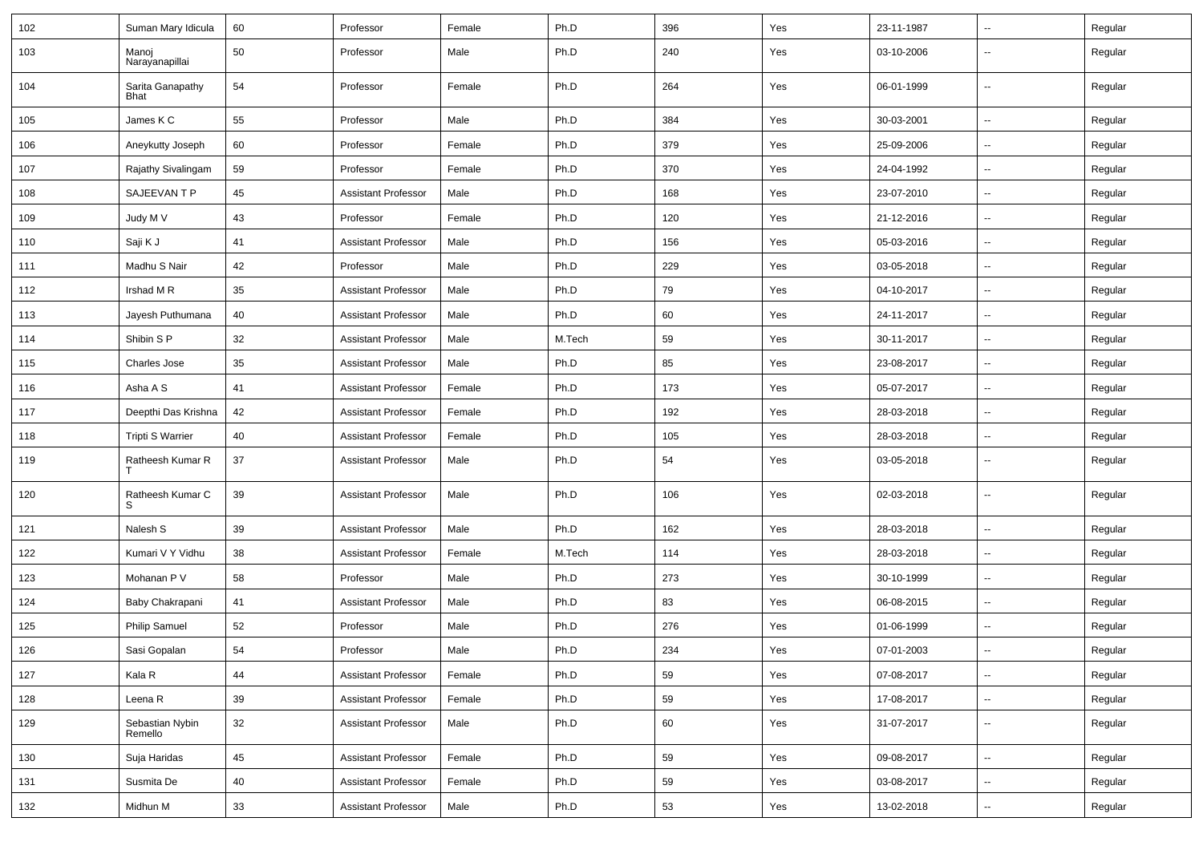| 102 | Suman Mary Idicula | 60 | Professor | Female | Ph.D | 396 | Yes | 23-11-1987 | -- | Regular |
|---|---|---|---|---|---|---|---|---|---|---|
| 103 | Manoj Narayanapillai | 50 | Professor | Male | Ph.D | 240 | Yes | 03-10-2006 | -- | Regular |
| 104 | Sarita Ganapathy Bhat | 54 | Professor | Female | Ph.D | 264 | Yes | 06-01-1999 | -- | Regular |
| 105 | James K C | 55 | Professor | Male | Ph.D | 384 | Yes | 30-03-2001 | -- | Regular |
| 106 | Aneykutty Joseph | 60 | Professor | Female | Ph.D | 379 | Yes | 25-09-2006 | -- | Regular |
| 107 | Rajathy Sivalingam | 59 | Professor | Female | Ph.D | 370 | Yes | 24-04-1992 | -- | Regular |
| 108 | SAJEEVAN T P | 45 | Assistant Professor | Male | Ph.D | 168 | Yes | 23-07-2010 | -- | Regular |
| 109 | Judy M V | 43 | Professor | Female | Ph.D | 120 | Yes | 21-12-2016 | -- | Regular |
| 110 | Saji K J | 41 | Assistant Professor | Male | Ph.D | 156 | Yes | 05-03-2016 | -- | Regular |
| 111 | Madhu S Nair | 42 | Professor | Male | Ph.D | 229 | Yes | 03-05-2018 | -- | Regular |
| 112 | Irshad M R | 35 | Assistant Professor | Male | Ph.D | 79 | Yes | 04-10-2017 | -- | Regular |
| 113 | Jayesh Puthumana | 40 | Assistant Professor | Male | Ph.D | 60 | Yes | 24-11-2017 | -- | Regular |
| 114 | Shibin S P | 32 | Assistant Professor | Male | M.Tech | 59 | Yes | 30-11-2017 | -- | Regular |
| 115 | Charles Jose | 35 | Assistant Professor | Male | Ph.D | 85 | Yes | 23-08-2017 | -- | Regular |
| 116 | Asha A S | 41 | Assistant Professor | Female | Ph.D | 173 | Yes | 05-07-2017 | -- | Regular |
| 117 | Deepthi Das Krishna | 42 | Assistant Professor | Female | Ph.D | 192 | Yes | 28-03-2018 | -- | Regular |
| 118 | Tripti S Warrier | 40 | Assistant Professor | Female | Ph.D | 105 | Yes | 28-03-2018 | -- | Regular |
| 119 | Ratheesh Kumar R T | 37 | Assistant Professor | Male | Ph.D | 54 | Yes | 03-05-2018 | -- | Regular |
| 120 | Ratheesh Kumar C S | 39 | Assistant Professor | Male | Ph.D | 106 | Yes | 02-03-2018 | -- | Regular |
| 121 | Nalesh S | 39 | Assistant Professor | Male | Ph.D | 162 | Yes | 28-03-2018 | -- | Regular |
| 122 | Kumari V Y Vidhu | 38 | Assistant Professor | Female | M.Tech | 114 | Yes | 28-03-2018 | -- | Regular |
| 123 | Mohanan P V | 58 | Professor | Male | Ph.D | 273 | Yes | 30-10-1999 | -- | Regular |
| 124 | Baby Chakrapani | 41 | Assistant Professor | Male | Ph.D | 83 | Yes | 06-08-2015 | -- | Regular |
| 125 | Philip Samuel | 52 | Professor | Male | Ph.D | 276 | Yes | 01-06-1999 | -- | Regular |
| 126 | Sasi Gopalan | 54 | Professor | Male | Ph.D | 234 | Yes | 07-01-2003 | -- | Regular |
| 127 | Kala R | 44 | Assistant Professor | Female | Ph.D | 59 | Yes | 07-08-2017 | -- | Regular |
| 128 | Leena R | 39 | Assistant Professor | Female | Ph.D | 59 | Yes | 17-08-2017 | -- | Regular |
| 129 | Sebastian Nybin Remello | 32 | Assistant Professor | Male | Ph.D | 60 | Yes | 31-07-2017 | -- | Regular |
| 130 | Suja Haridas | 45 | Assistant Professor | Female | Ph.D | 59 | Yes | 09-08-2017 | -- | Regular |
| 131 | Susmita De | 40 | Assistant Professor | Female | Ph.D | 59 | Yes | 03-08-2017 | -- | Regular |
| 132 | Midhun M | 33 | Assistant Professor | Male | Ph.D | 53 | Yes | 13-02-2018 | -- | Regular |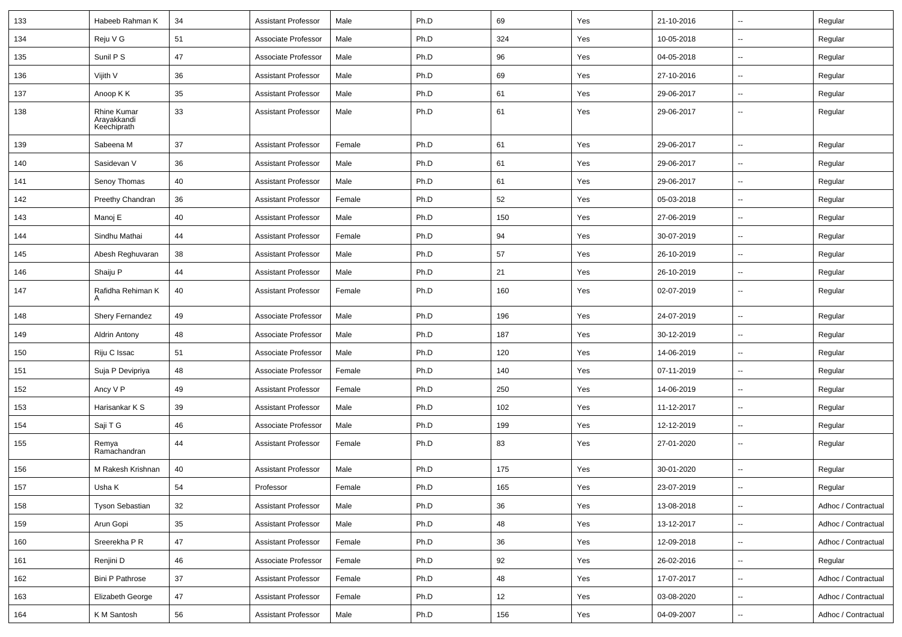| 133 | Habeeb Rahman K | 34 | Assistant Professor | Male | Ph.D | 69 | Yes | 21-10-2016 | -- | Regular |
|---|---|---|---|---|---|---|---|---|---|---|
| 134 | Reju V G | 51 | Associate Professor | Male | Ph.D | 324 | Yes | 10-05-2018 | -- | Regular |
| 135 | Sunil P S | 47 | Associate Professor | Male | Ph.D | 96 | Yes | 04-05-2018 | -- | Regular |
| 136 | Vijith V | 36 | Assistant Professor | Male | Ph.D | 69 | Yes | 27-10-2016 | -- | Regular |
| 137 | Anoop K K | 35 | Assistant Professor | Male | Ph.D | 61 | Yes | 29-06-2017 | -- | Regular |
| 138 | Rhine Kumar Arayakkandi Keechiprath | 33 | Assistant Professor | Male | Ph.D | 61 | Yes | 29-06-2017 | -- | Regular |
| 139 | Sabeena M | 37 | Assistant Professor | Female | Ph.D | 61 | Yes | 29-06-2017 | -- | Regular |
| 140 | Sasidevan V | 36 | Assistant Professor | Male | Ph.D | 61 | Yes | 29-06-2017 | -- | Regular |
| 141 | Senoy Thomas | 40 | Assistant Professor | Male | Ph.D | 61 | Yes | 29-06-2017 | -- | Regular |
| 142 | Preethy Chandran | 36 | Assistant Professor | Female | Ph.D | 52 | Yes | 05-03-2018 | -- | Regular |
| 143 | Manoj E | 40 | Assistant Professor | Male | Ph.D | 150 | Yes | 27-06-2019 | -- | Regular |
| 144 | Sindhu Mathai | 44 | Assistant Professor | Female | Ph.D | 94 | Yes | 30-07-2019 | -- | Regular |
| 145 | Abesh Reghuvaran | 38 | Assistant Professor | Male | Ph.D | 57 | Yes | 26-10-2019 | -- | Regular |
| 146 | Shaiju P | 44 | Assistant Professor | Male | Ph.D | 21 | Yes | 26-10-2019 | -- | Regular |
| 147 | Rafidha Rehiman K A | 40 | Assistant Professor | Female | Ph.D | 160 | Yes | 02-07-2019 | -- | Regular |
| 148 | Shery Fernandez | 49 | Associate Professor | Male | Ph.D | 196 | Yes | 24-07-2019 | -- | Regular |
| 149 | Aldrin Antony | 48 | Associate Professor | Male | Ph.D | 187 | Yes | 30-12-2019 | -- | Regular |
| 150 | Riju C Issac | 51 | Associate Professor | Male | Ph.D | 120 | Yes | 14-06-2019 | -- | Regular |
| 151 | Suja P Devipriya | 48 | Associate Professor | Female | Ph.D | 140 | Yes | 07-11-2019 | -- | Regular |
| 152 | Ancy V P | 49 | Assistant Professor | Female | Ph.D | 250 | Yes | 14-06-2019 | -- | Regular |
| 153 | Harisankar K S | 39 | Assistant Professor | Male | Ph.D | 102 | Yes | 11-12-2017 | -- | Regular |
| 154 | Saji T G | 46 | Associate Professor | Male | Ph.D | 199 | Yes | 12-12-2019 | -- | Regular |
| 155 | Remya Ramachandran | 44 | Assistant Professor | Female | Ph.D | 83 | Yes | 27-01-2020 | -- | Regular |
| 156 | M Rakesh Krishnan | 40 | Assistant Professor | Male | Ph.D | 175 | Yes | 30-01-2020 | -- | Regular |
| 157 | Usha K | 54 | Professor | Female | Ph.D | 165 | Yes | 23-07-2019 | -- | Regular |
| 158 | Tyson Sebastian | 32 | Assistant Professor | Male | Ph.D | 36 | Yes | 13-08-2018 | -- | Adhoc / Contractual |
| 159 | Arun Gopi | 35 | Assistant Professor | Male | Ph.D | 48 | Yes | 13-12-2017 | -- | Adhoc / Contractual |
| 160 | Sreerekha P R | 47 | Assistant Professor | Female | Ph.D | 36 | Yes | 12-09-2018 | -- | Adhoc / Contractual |
| 161 | Renjini D | 46 | Associate Professor | Female | Ph.D | 92 | Yes | 26-02-2016 | -- | Regular |
| 162 | Bini P Pathrose | 37 | Assistant Professor | Female | Ph.D | 48 | Yes | 17-07-2017 | -- | Adhoc / Contractual |
| 163 | Elizabeth George | 47 | Assistant Professor | Female | Ph.D | 12 | Yes | 03-08-2020 | -- | Adhoc / Contractual |
| 164 | K M Santosh | 56 | Assistant Professor | Male | Ph.D | 156 | Yes | 04-09-2007 | -- | Adhoc / Contractual |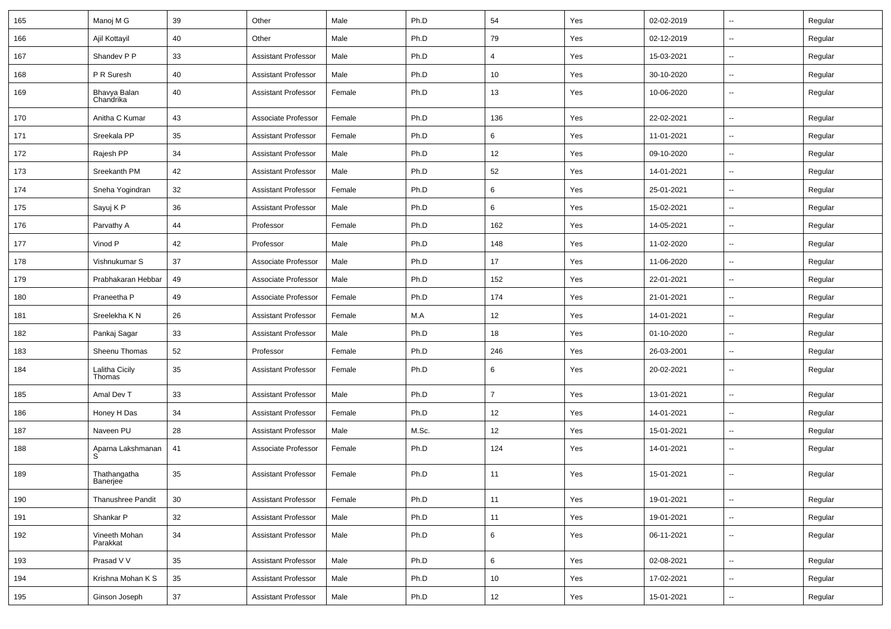| | | | | | | | | | | |
|---|---|---|---|---|---|---|---|---|---|---|
| 165 | Manoj M G | 39 | Other | Male | Ph.D | 54 | Yes | 02-02-2019 | -- | Regular |
| 166 | Ajil Kottayil | 40 | Other | Male | Ph.D | 79 | Yes | 02-12-2019 | -- | Regular |
| 167 | Shandev P P | 33 | Assistant Professor | Male | Ph.D | 4 | Yes | 15-03-2021 | -- | Regular |
| 168 | P R Suresh | 40 | Assistant Professor | Male | Ph.D | 10 | Yes | 30-10-2020 | -- | Regular |
| 169 | Bhavya Balan Chandrika | 40 | Assistant Professor | Female | Ph.D | 13 | Yes | 10-06-2020 | -- | Regular |
| 170 | Anitha C Kumar | 43 | Associate Professor | Female | Ph.D | 136 | Yes | 22-02-2021 | -- | Regular |
| 171 | Sreekala PP | 35 | Assistant Professor | Female | Ph.D | 6 | Yes | 11-01-2021 | -- | Regular |
| 172 | Rajesh PP | 34 | Assistant Professor | Male | Ph.D | 12 | Yes | 09-10-2020 | -- | Regular |
| 173 | Sreekanth PM | 42 | Assistant Professor | Male | Ph.D | 52 | Yes | 14-01-2021 | -- | Regular |
| 174 | Sneha Yogindran | 32 | Assistant Professor | Female | Ph.D | 6 | Yes | 25-01-2021 | -- | Regular |
| 175 | Sayuj K P | 36 | Assistant Professor | Male | Ph.D | 6 | Yes | 15-02-2021 | -- | Regular |
| 176 | Parvathy A | 44 | Professor | Female | Ph.D | 162 | Yes | 14-05-2021 | -- | Regular |
| 177 | Vinod P | 42 | Professor | Male | Ph.D | 148 | Yes | 11-02-2020 | -- | Regular |
| 178 | Vishnukumar S | 37 | Associate Professor | Male | Ph.D | 17 | Yes | 11-06-2020 | -- | Regular |
| 179 | Prabhakaran Hebbar | 49 | Associate Professor | Male | Ph.D | 152 | Yes | 22-01-2021 | -- | Regular |
| 180 | Praneetha P | 49 | Associate Professor | Female | Ph.D | 174 | Yes | 21-01-2021 | -- | Regular |
| 181 | Sreelekha K N | 26 | Assistant Professor | Female | M.A | 12 | Yes | 14-01-2021 | -- | Regular |
| 182 | Pankaj Sagar | 33 | Assistant Professor | Male | Ph.D | 18 | Yes | 01-10-2020 | -- | Regular |
| 183 | Sheenu Thomas | 52 | Professor | Female | Ph.D | 246 | Yes | 26-03-2001 | -- | Regular |
| 184 | Lalitha Cicily Thomas | 35 | Assistant Professor | Female | Ph.D | 6 | Yes | 20-02-2021 | -- | Regular |
| 185 | Amal Dev T | 33 | Assistant Professor | Male | Ph.D | 7 | Yes | 13-01-2021 | -- | Regular |
| 186 | Honey H Das | 34 | Assistant Professor | Female | Ph.D | 12 | Yes | 14-01-2021 | -- | Regular |
| 187 | Naveen PU | 28 | Assistant Professor | Male | M.Sc. | 12 | Yes | 15-01-2021 | -- | Regular |
| 188 | Aparna Lakshmanan S | 41 | Associate Professor | Female | Ph.D | 124 | Yes | 14-01-2021 | -- | Regular |
| 189 | Thathangatha Banerjee | 35 | Assistant Professor | Female | Ph.D | 11 | Yes | 15-01-2021 | -- | Regular |
| 190 | Thanushree Pandit | 30 | Assistant Professor | Female | Ph.D | 11 | Yes | 19-01-2021 | -- | Regular |
| 191 | Shankar P | 32 | Assistant Professor | Male | Ph.D | 11 | Yes | 19-01-2021 | -- | Regular |
| 192 | Vineeth Mohan Parakkat | 34 | Assistant Professor | Male | Ph.D | 6 | Yes | 06-11-2021 | -- | Regular |
| 193 | Prasad V V | 35 | Assistant Professor | Male | Ph.D | 6 | Yes | 02-08-2021 | -- | Regular |
| 194 | Krishna Mohan K S | 35 | Assistant Professor | Male | Ph.D | 10 | Yes | 17-02-2021 | -- | Regular |
| 195 | Ginson Joseph | 37 | Assistant Professor | Male | Ph.D | 12 | Yes | 15-01-2021 | -- | Regular |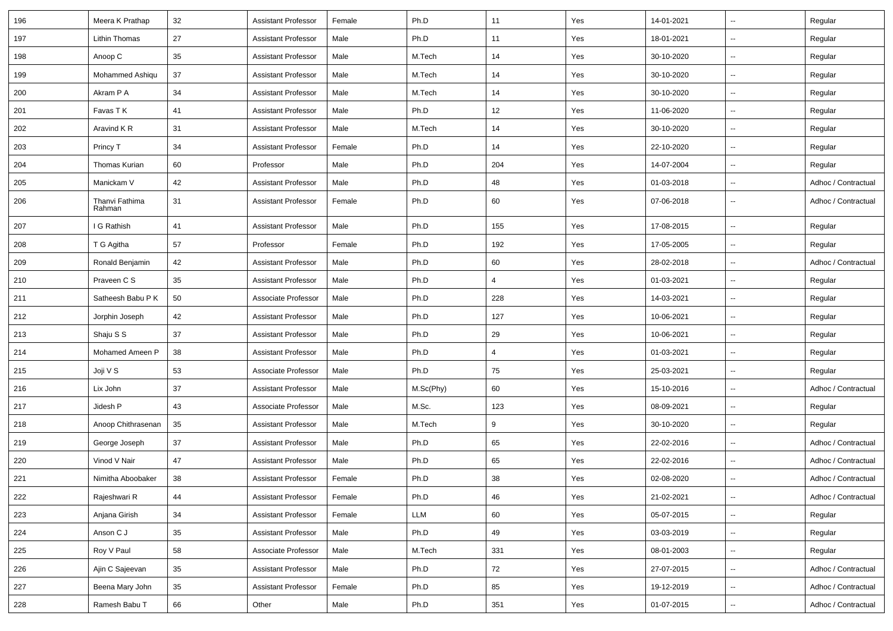| 196 | Meera K Prathap | 32 | Assistant Professor | Female | Ph.D | 11 | Yes | 14-01-2021 | -- | Regular |
|---|---|---|---|---|---|---|---|---|---|---|
| 197 | Lithin Thomas | 27 | Assistant Professor | Male | Ph.D | 11 | Yes | 18-01-2021 | -- | Regular |
| 198 | Anoop C | 35 | Assistant Professor | Male | M.Tech | 14 | Yes | 30-10-2020 | -- | Regular |
| 199 | Mohammed Ashiqu | 37 | Assistant Professor | Male | M.Tech | 14 | Yes | 30-10-2020 | -- | Regular |
| 200 | Akram P A | 34 | Assistant Professor | Male | M.Tech | 14 | Yes | 30-10-2020 | -- | Regular |
| 201 | Favas T K | 41 | Assistant Professor | Male | Ph.D | 12 | Yes | 11-06-2020 | -- | Regular |
| 202 | Aravind K R | 31 | Assistant Professor | Male | M.Tech | 14 | Yes | 30-10-2020 | -- | Regular |
| 203 | Princy T | 34 | Assistant Professor | Female | Ph.D | 14 | Yes | 22-10-2020 | -- | Regular |
| 204 | Thomas Kurian | 60 | Professor | Male | Ph.D | 204 | Yes | 14-07-2004 | -- | Regular |
| 205 | Manickam V | 42 | Assistant Professor | Male | Ph.D | 48 | Yes | 01-03-2018 | -- | Adhoc / Contractual |
| 206 | Thanvi Fathima Rahman | 31 | Assistant Professor | Female | Ph.D | 60 | Yes | 07-06-2018 | -- | Adhoc / Contractual |
| 207 | I G Rathish | 41 | Assistant Professor | Male | Ph.D | 155 | Yes | 17-08-2015 | -- | Regular |
| 208 | T G Agitha | 57 | Professor | Female | Ph.D | 192 | Yes | 17-05-2005 | -- | Regular |
| 209 | Ronald Benjamin | 42 | Assistant Professor | Male | Ph.D | 60 | Yes | 28-02-2018 | -- | Adhoc / Contractual |
| 210 | Praveen C S | 35 | Assistant Professor | Male | Ph.D | 4 | Yes | 01-03-2021 | -- | Regular |
| 211 | Satheesh Babu P K | 50 | Associate Professor | Male | Ph.D | 228 | Yes | 14-03-2021 | -- | Regular |
| 212 | Jorphin Joseph | 42 | Assistant Professor | Male | Ph.D | 127 | Yes | 10-06-2021 | -- | Regular |
| 213 | Shaju S S | 37 | Assistant Professor | Male | Ph.D | 29 | Yes | 10-06-2021 | -- | Regular |
| 214 | Mohamed Ameen P | 38 | Assistant Professor | Male | Ph.D | 4 | Yes | 01-03-2021 | -- | Regular |
| 215 | Joji V S | 53 | Associate Professor | Male | Ph.D | 75 | Yes | 25-03-2021 | -- | Regular |
| 216 | Lix John | 37 | Assistant Professor | Male | M.Sc(Phy) | 60 | Yes | 15-10-2016 | -- | Adhoc / Contractual |
| 217 | Jidesh P | 43 | Associate Professor | Male | M.Sc. | 123 | Yes | 08-09-2021 | -- | Regular |
| 218 | Anoop Chithrasenan | 35 | Assistant Professor | Male | M.Tech | 9 | Yes | 30-10-2020 | -- | Regular |
| 219 | George Joseph | 37 | Assistant Professor | Male | Ph.D | 65 | Yes | 22-02-2016 | -- | Adhoc / Contractual |
| 220 | Vinod V Nair | 47 | Assistant Professor | Male | Ph.D | 65 | Yes | 22-02-2016 | -- | Adhoc / Contractual |
| 221 | Nimitha Aboobaker | 38 | Assistant Professor | Female | Ph.D | 38 | Yes | 02-08-2020 | -- | Adhoc / Contractual |
| 222 | Rajeshwari R | 44 | Assistant Professor | Female | Ph.D | 46 | Yes | 21-02-2021 | -- | Adhoc / Contractual |
| 223 | Anjana Girish | 34 | Assistant Professor | Female | LLM | 60 | Yes | 05-07-2015 | -- | Regular |
| 224 | Anson C J | 35 | Assistant Professor | Male | Ph.D | 49 | Yes | 03-03-2019 | -- | Regular |
| 225 | Roy V Paul | 58 | Associate Professor | Male | M.Tech | 331 | Yes | 08-01-2003 | -- | Regular |
| 226 | Ajin C Sajeevan | 35 | Assistant Professor | Male | Ph.D | 72 | Yes | 27-07-2015 | -- | Adhoc / Contractual |
| 227 | Beena Mary John | 35 | Assistant Professor | Female | Ph.D | 85 | Yes | 19-12-2019 | -- | Adhoc / Contractual |
| 228 | Ramesh Babu T | 66 | Other | Male | Ph.D | 351 | Yes | 01-07-2015 | -- | Adhoc / Contractual |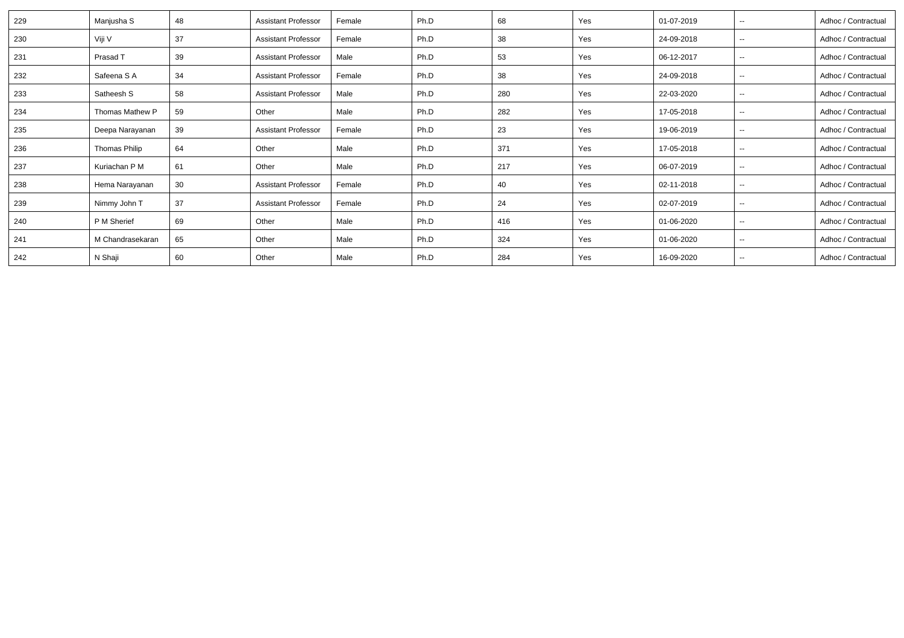| | | | | | | | | | | |
|---|---|---|---|---|---|---|---|---|---|---|
| 229 | Manjusha S | 48 | Assistant Professor | Female | Ph.D | 68 | Yes | 01-07-2019 | -- | Adhoc / Contractual |
| 230 | Viji V | 37 | Assistant Professor | Female | Ph.D | 38 | Yes | 24-09-2018 | -- | Adhoc / Contractual |
| 231 | Prasad T | 39 | Assistant Professor | Male | Ph.D | 53 | Yes | 06-12-2017 | -- | Adhoc / Contractual |
| 232 | Safeena S A | 34 | Assistant Professor | Female | Ph.D | 38 | Yes | 24-09-2018 | -- | Adhoc / Contractual |
| 233 | Satheesh S | 58 | Assistant Professor | Male | Ph.D | 280 | Yes | 22-03-2020 | -- | Adhoc / Contractual |
| 234 | Thomas Mathew P | 59 | Other | Male | Ph.D | 282 | Yes | 17-05-2018 | -- | Adhoc / Contractual |
| 235 | Deepa Narayanan | 39 | Assistant Professor | Female | Ph.D | 23 | Yes | 19-06-2019 | -- | Adhoc / Contractual |
| 236 | Thomas Philip | 64 | Other | Male | Ph.D | 371 | Yes | 17-05-2018 | -- | Adhoc / Contractual |
| 237 | Kuriachan P M | 61 | Other | Male | Ph.D | 217 | Yes | 06-07-2019 | -- | Adhoc / Contractual |
| 238 | Hema Narayanan | 30 | Assistant Professor | Female | Ph.D | 40 | Yes | 02-11-2018 | -- | Adhoc / Contractual |
| 239 | Nimmy John T | 37 | Assistant Professor | Female | Ph.D | 24 | Yes | 02-07-2019 | -- | Adhoc / Contractual |
| 240 | P M Sherief | 69 | Other | Male | Ph.D | 416 | Yes | 01-06-2020 | -- | Adhoc / Contractual |
| 241 | M Chandrasekaran | 65 | Other | Male | Ph.D | 324 | Yes | 01-06-2020 | -- | Adhoc / Contractual |
| 242 | N Shaji | 60 | Other | Male | Ph.D | 284 | Yes | 16-09-2020 | -- | Adhoc / Contractual |